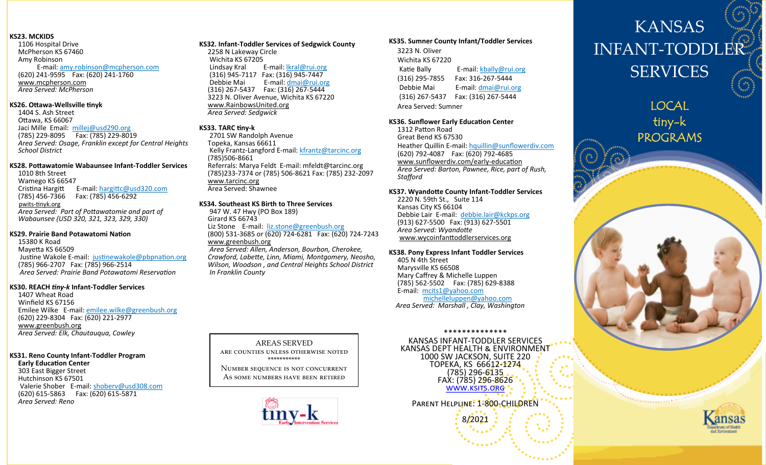**KS23. MCKIDS**
1106 Hospital Drive
McPherson KS 67460
Amy Robinson
E-mail: amy.robinson@mcpherson.com
(620) 241-9595 Fax: (620) 241-1760
www.mcpherson.com
*Area Served: McPherson*

**KS26. Ottawa-Wellsville tinyk**
1404 S. Ash Street
Ottawa, KS 66067
Jaci Mille Email: millej@usd290.org
(785) 229-8095 Fax: (785) 229-8019
*Area Served: Osage, Franklin except for Central Heights School District*

**KS28. Pottawatomie Wabaunsee Infant-Toddler Services**
1010 8th Street
Wamego KS 66547
Cristina Hargitt E-mail: hargittc@usd320.com
(785) 456-7366 Fax: (785) 456-6292
pwits-tinyk.org
*Area Served: Part of Pottawatomie and part of Wabaunsee (USD 320, 321, 323, 329, 330)*

**KS29. Prairie Band Potawatomi Nation**
15380 K Road
Mayetta KS 66509
Justine Wakole E-mail: justinewakole@pbpnation.org
(785) 966-2707 Fax: (785) 966-2514
*Area Served: Prairie Band Potawatomi Reservation*

**KS30. REACH *tiny-k* Infant-Toddler Services**
1407 Wheat Road
Winfield KS 67156
Emilee Wilke E-mail: emilee.wilke@greenbush.org
(620) 229-8304 Fax: (620) 221-2977
www.greenbush.org
*Area Served: Elk, Chautauqua, Cowley*

**KS31. Reno County Infant-Toddler Program**
**Early Education Center**
303 East Bigger Street
Hutchinson KS 67501
Valerie Shober E-mail: shoberv@usd308.com
(620) 615-5863 Fax: (620) 615-5871
*Area Served: Reno*

**KS32. Infant-Toddler Services of Sedgwick County**
2258 N Lakeway Circle
Wichita KS 67205
Lindsay Kral E-mail: lkral@rui.org
(316) 945-7117 Fax: (316) 945-7447
Debbie Mai E-mail: dmai@rui.org
(316) 267-5437 Fax: (316) 267-5444
3223 N. Oliver Avenue, Wichita KS 67220
www.RainbowsUnited.org
*Area Served: Sedgwick*

**KS33. TARC tiny-k**
2701 SW Randolph Avenue
Topeka, Kansas 66611
Kelly Frantz-Langford E-mail: kfrantz@tarcinc.org
(785)506-8661
Referrals: Marya Feldt E-mail: mfeldt@tarcinc.org
(785)233-7374 or (785) 506-8621 Fax: (785) 232-2097
www.tarcinc.org
Area Served: Shawnee

**KS34. Southeast KS Birth to Three Services**
947 W. 47 Hwy (PO Box 189)
Girard KS 66743
Liz Stone E-mail: liz.stone@greenbush.org
(800) 531-3685 or (620) 724-6281 Fax: (620) 724-7243
www.greenbush.org
*Area Served: Allen, Anderson, Bourbon, Cherokee, Crawford, Labette, Linn, Miami, Montgomery, Neosho, Wilson, Woodson , and Central Heights School District In Franklin County*

AREAS SERVED
ARE COUNTIES UNLESS OTHERWISE NOTED
\*\*\*\*\*\*\*\*\*\*\*
NUMBER SEQUENCE IS NOT CONCURRENT
AS SOME NUMBERS HAVE BEEN RETIRED

tiny-k Early Intervention Services

**KS35. Sumner County Infant/Toddler Services**
3223 N. Oliver
Wichita KS 67220
Katie Bally E-mail: kbally@rui.org
(316) 295-7855 Fax: 316-267-5444
Debbie Mai E-mail: dmai@rui.org
(316) 267-5437 Fax: (316) 267-5444
Area Served: Sumner

**KS36. Sunflower Early Education Center**
1312 Patton Road
Great Bend KS 67530
Heather Quillin E-mail: hquillin@sunflowerdiv.com
(620) 792-4087 Fax: (620) 792-4685
www.sunflowerdiv.com/early-education
*Area Served: Barton, Pawnee, Rice, part of Rush, Stafford*

**KS37. Wyandotte County Infant-Toddler Services**
2220 N. 59th St., Suite 114
Kansas City KS 66104
Debbie Lair E-mail: debbie.lair@kckps.org
(913) 627-5500 Fax: (913) 627-5501
*Area Served: Wyandotte*
www.wycoinfanttoddlerservices.org

**KS38. Pony Express Infant Toddler Services**
405 N 4th Street
Marysville KS 66508
Mary Caffrey & Michelle Luppen
(785) 562-5502 Fax: (785) 629-8388
E-mail: mcits1@yahoo.com
michelleluppen@yahoo.com
*Area Served: Marshall , Clay, Washington*

\*\*\*\*\*\*\*\*\*\*\*\*\*\*
KANSAS INFANT-TODDLER SERVICES
KANSAS DEPT HEALTH & ENVIRONMENT
1000 SW JACKSON, SUITE 220
TOPEKA, KS 66612-1274
(785) 296-6135
FAX: (785) 296-8626
WWW.KSITS.ORG

PARENT HELPLINE: 1-800-CHILDREN

8/2021

# KANSAS INFANT-TODDLER SERVICES

## LOCAL tiny-k PROGRAMS

Kansas Department of Health and Environment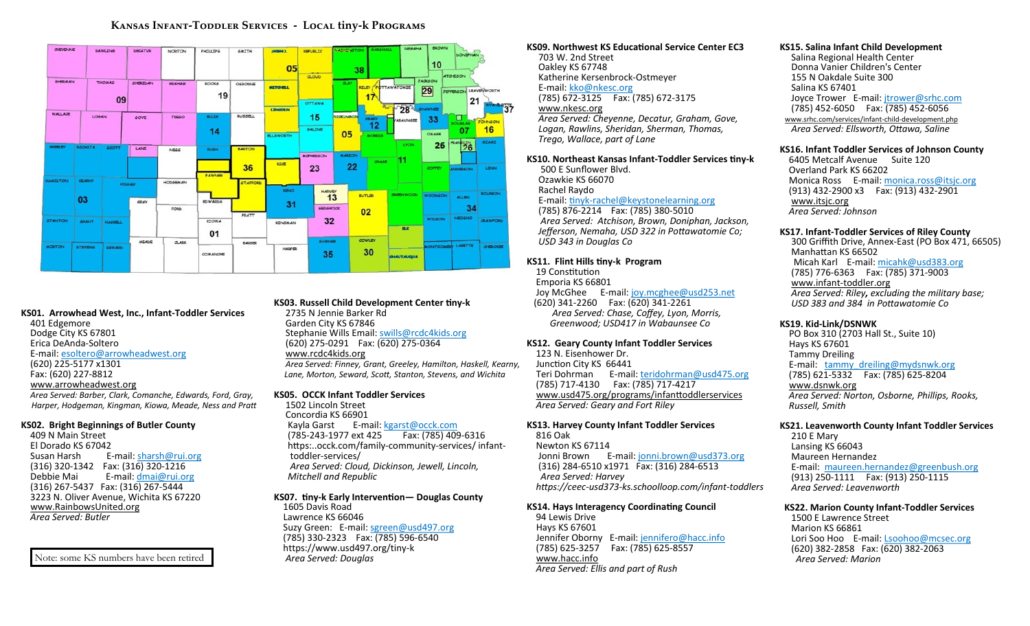# Kansas Infant-Toddler Services - Local tiny-k Programs

CHEYENNE RAWLINS DECATUR NORTON PHILLIPS SMITH JEWELL REPUBLIC WASHINGTON MARSHALL NEMAHA BROWN DONIPHAN
SHERMAN THOMAS SHERIDAN GRAHAM ROOKS OSBORNE MITCHELL CLOUD CLAY RILEY POTTAWATOMIE JACKSON ATCHISON JEFFERSON LEAVENWORTH WYANDOTTE
WALLACE LOGAN GOVE TREGO ELLIS RUSSELL LINCOLN OTTAWA DICKINSON GEARY WABAUNSEE SHAWNEE DOUGLAS JOHNSON
SALINE ELLSWORTH MORRIS LYON OSAGE FRANKLIN MIAMI
GREELEY WICHITA SCOTT LANE NESS RUSH BARTON RICE MCPHERSON MARION CHASE COFFEY ANDERSON LINN
PAWNEE STAFFORD
HAMILTON KEARNY FINNEY HODGEMAN RENO HARVEY BUTLER GREENWOOD WOODSON ALLEN BOURBON
GRAY FORD EDWARDS SEDGWICK WILSON NEOSHO CRAWFORD
STANTON GRANT HASKELL KIOWA PRATT KINGMAN ELK
MORTON STEVENS SEWARD MEADE CLARK COMANCHE BARBER HARPER SUMNER COWLEY CHAUTAUQUA MONTGOMERY LABETTE CHEROKEE

05 38 10 19 09 29 17 21 37 28 33 15 12 14 07 16 05 26 26 36 11 23 22 03 31 13 34 02 32 01 35 30

**KS01. Arrowhead West, Inc., Infant-Toddler Services**
401 Edgemore
Dodge City KS 67801
Erica DeAnda-Soltero
E-mail: esoltero@arrowheadwest.org
(620) 225-5177 x1301
Fax: (620) 227-8812
www.arrowheadwest.org
*Area Served: Barber, Clark, Comanche, Edwards, Ford, Gray, Harper, Hodgeman, Kingman, Kiowa, Meade, Ness and Pratt*

**KS02. Bright Beginnings of Butler County**
409 N Main Street
El Dorado KS 67042
Susan Harsh E-mail: sharsh@rui.org
(316) 320-1342 Fax: (316) 320-1216
Debbie Mai E-mail: dmai@rui.org
(316) 267-5437 Fax: (316) 267-5444
3223 N. Oliver Avenue, Wichita KS 67220
www.RainbowsUnited.org
*Area Served: Butler*

Note: some KS numbers have been retired

**KS03. Russell Child Development Center tiny-k**
2735 N Jennie Barker Rd
Garden City KS 67846
Stephanie Wills Email: swills@rcdc4kids.org
(620) 275-0291 Fax: (620) 275-0364
www.rcdc4kids.org
*Area Served: Finney, Grant, Greeley, Hamilton, Haskell, Kearny, Lane, Morton, Seward, Scott, Stanton, Stevens, and Wichita*

**KS05. OCCK Infant Toddler Services**
1502 Lincoln Street
Concordia KS 66901
Kayla Garst E-mail: kgarst@occk.com
(785-243-1977 ext 425 Fax: (785) 409-6316
https:..occk.com/family-community-services/ infant-toddler-services/
*Area Served: Cloud, Dickinson, Jewell, Lincoln, Mitchell and Republic*

**KS07. tiny-k Early Intervention— Douglas County**
1605 Davis Road
Lawrence KS 66046
Suzy Green: E-mail: sgreen@usd497.org
(785) 330-2323 Fax: (785) 596-6540
https://www.usd497.org/tiny-k
*Area Served: Douglas*

**KS09. Northwest KS Educational Service Center EC3**
703 W. 2nd Street
Oakley KS 67748
Katherine Ecenbrock-Ostmeyer
E-mail: kko@nkesc.org
(785) 672-3125 Fax: (785) 672-3175
www.nkesc.org
*Area Served: Cheyenne, Decatur, Graham, Gove, Logan, Rawlins, Sheridan, Sherman, Thomas, Trego, Wallace, part of Lane*

**KS10. Northeast Kansas Infant-Toddler Services tiny-k**
500 E Sunflower Blvd.
Ozawkie KS 66070
Rachel Raydo
E-mail: tinyk-rachel@keystonelearning.org
(785) 876-2214 Fax: (785) 380-5010
*Area Served: Atchison, Brown, Doniphan, Jackson, Jefferson, Nemaha, USD 322 in Pottawatomie Co; USD 343 in Douglas Co*

**KS11. Flint Hills tiny-k Program**
19 Constitution
Emporia KS 66801
Joy McGhee E-mail: joy.mcghee@usd253.net
(620) 341-2260 Fax: (620) 341-2261
*Area Served: Chase, Coffey, Lyon, Morris, Greenwood; USD417 in Wabaunsee Co*

**KS12. Geary County Infant Toddler Services**
123 N. Eisenhower Dr.
Junction City KS 66441
Teri Dohrman E-mail: teridohrman@usd475.org
(785) 717-4130 Fax: (785) 717-4217
www.usd475.org/programs/infanttoddlerservices
*Area Served: Geary and Fort Riley*

**KS13. Harvey County Infant Toddler Services**
816 Oak
Newton KS 67114
Jonni Brown E-mail: jonni.brown@usd373.org
(316) 284-6510 x1971 Fax: (316) 284-6513
*Area Served: Harvey*
*https://ceec-usd373-ks.schoolloop.com/infant-toddlers*

**KS14. Hays Interagency Coordinating Council**
94 Lewis Drive
Hays KS 67601
Jennifer Oborny E-mail: jennifero@hacc.info
(785) 625-3257 Fax: (785) 625-8557
www.hacc.info
*Area Served: Ellis and part of Rush*

**KS15. Salina Infant Child Development**
Salina Regional Health Center
Donna Vanier Children's Center
155 N Oakdale Suite 300
Salina KS 67401
Joyce Trower E-mail: jtrower@srhc.com
(785) 452-6050 Fax: (785) 452-6056
www.srhc.com/services/infant-child-development.php
*Area Served: Ellsworth, Ottawa, Saline*

**KS16. Infant Toddler Services of Johnson County**
6405 Metcalf Avenue Suite 120
Overland Park KS 66202
Monica Ross E-mail: monica.ross@itsjc.org
(913) 432-2900 x3 Fax: (913) 432-2901
www.itsjc.org
*Area Served: Johnson*

**KS17. Infant-Toddler Services of Riley County**
300 Griffith Drive, Annex-East (PO Box 471, 66505)
Manhattan KS 66502
Micah Karl E-mail: micahk@usd383.org
(785) 776-6363 Fax: (785) 371-9003
www.infant-toddler.org
*Area Served: Riley, excluding the military base; USD 383 and 384 in Pottawatomie Co*

**KS19. Kid-Link/DSNWK**
PO Box 310 (2703 Hall St., Suite 10)
Hays KS 67601
Tammy Dreiling
E-mail: tammy_dreiling@mydsnwk.org
(785) 621-5332 Fax: (785) 625-8204
www.dsnwk.org
*Area Served: Norton, Osborne, Phillips, Rooks, Russell, Smith*

**KS21. Leavenworth County Infant Toddler Services**
210 E Mary
Lansing KS 66043
Maureen Hernandez
E-mail: maureen.hernandez@greenbush.org
(913) 250-1111 Fax: (913) 250-1115
*Area Served: Leavenworth*

**KS22. Marion County Infant-Toddler Services**
1500 E Lawrence Street
Marion KS 66861
Lori Soo Hoo E-mail: Lsoohoo@mcsec.org
(620) 382-2858 Fax: (620) 382-2063
*Area Served: Marion*